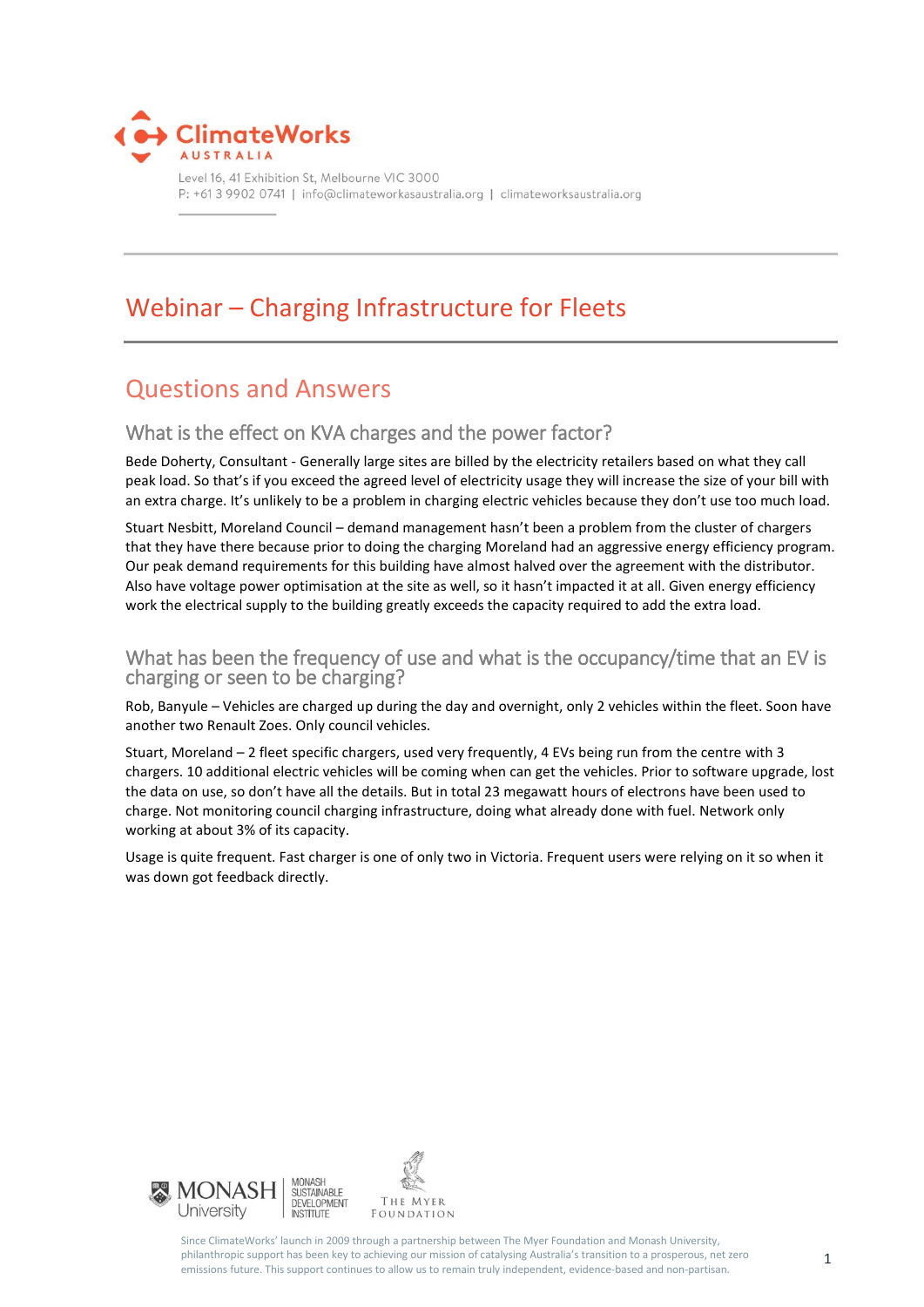ClimateWorks AUSTRALIA

Level 16, 41 Exhibition St, Melbourne VIC 3000
P: +61 3 9902 0741 | info@climateworksaustralia.org | climateworksaustralia.org

# Webinar – Charging Infrastructure for Fleets

## Questions and Answers

### What is the effect on KVA charges and the power factor?

Bede Doherty, Consultant - Generally large sites are billed by the electricity retailers based on what they call peak load. So that's if you exceed the agreed level of electricity usage they will increase the size of your bill with an extra charge. It's unlikely to be a problem in charging electric vehicles because they don't use too much load.

Stuart Nesbitt, Moreland Council – demand management hasn't been a problem from the cluster of chargers that they have there because prior to doing the charging Moreland had an aggressive energy efficiency program. Our peak demand requirements for this building have almost halved over the agreement with the distributor. Also have voltage power optimisation at the site as well, so it hasn't impacted it at all. Given energy efficiency work the electrical supply to the building greatly exceeds the capacity required to add the extra load.

### What has been the frequency of use and what is the occupancy/time that an EV is charging or seen to be charging?

Rob, Banyule – Vehicles are charged up during the day and overnight, only 2 vehicles within the fleet. Soon have another two Renault Zoes. Only council vehicles.

Stuart, Moreland – 2 fleet specific chargers, used very frequently, 4 EVs being run from the centre with 3 chargers. 10 additional electric vehicles will be coming when can get the vehicles. Prior to software upgrade, lost the data on use, so don't have all the details. But in total 23 megawatt hours of electrons have been used to charge. Not monitoring council charging infrastructure, doing what already done with fuel. Network only working at about 3% of its capacity.

Usage is quite frequent. Fast charger is one of only two in Victoria. Frequent users were relying on it so when it was down got feedback directly.

Since ClimateWorks' launch in 2009 through a partnership between The Myer Foundation and Monash University, philanthropic support has been key to achieving our mission of catalysing Australia's transition to a prosperous, net zero emissions future. This support continues to allow us to remain truly independent, evidence-based and non-partisan.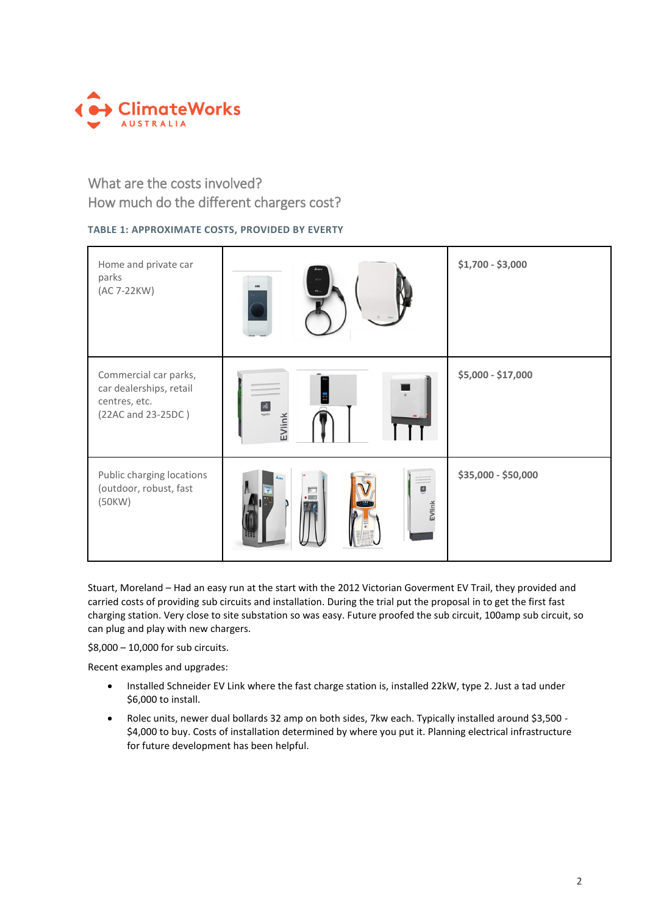## What are the costs involved?
## How much do the different chargers cost?

**TABLE 1: APPROXIMATE COSTS, PROVIDED BY EVERTY**

| Home and private car parks (AC 7-22KW) | | **$1,700 - $3,000** |
|---|---|---|
| Commercial car parks, car dealerships, retail centres, etc. (22AC and 23-25DC ) | | **$5,000 - $17,000** |
| Public charging locations (outdoor, robust, fast (50KW) | | **$35,000 - $50,000** |

Stuart, Moreland – Had an easy run at the start with the 2012 Victorian Goverment EV Trail, they provided and carried costs of providing sub circuits and installation. During the trial put the proposal in to get the first fast charging station. Very close to site substation so was easy. Future proofed the sub circuit, 100amp sub circuit, so can plug and play with new chargers.

$8,000 – 10,000 for sub circuits.

Recent examples and upgrades:

- Installed Schneider EV Link where the fast charge station is, installed 22kW, type 2. Just a tad under $6,000 to install.
- Rolec units, newer dual bollards 32 amp on both sides, 7kw each. Typically installed around $3,500 - $4,000 to buy. Costs of installation determined by where you put it. Planning electrical infrastructure for future development has been helpful.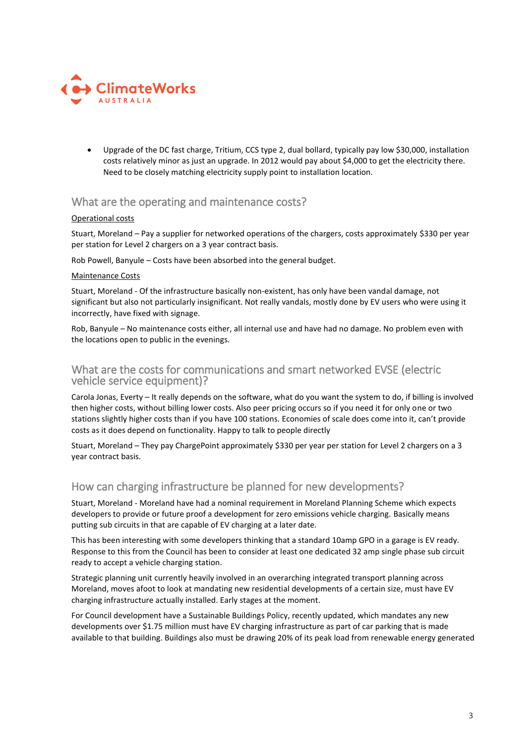- Upgrade of the DC fast charge, Tritium, CCS type 2, dual bollard, typically pay low $30,000, installation costs relatively minor as just an upgrade. In 2012 would pay about $4,000 to get the electricity there. Need to be closely matching electricity supply point to installation location.

## What are the operating and maintenance costs?

Operational costs

Stuart, Moreland – Pay a supplier for networked operations of the chargers, costs approximately $330 per year per station for Level 2 chargers on a 3 year contract basis.

Rob Powell, Banyule – Costs have been absorbed into the general budget.

Maintenance Costs

Stuart, Moreland - Of the infrastructure basically non-existent, has only have been vandal damage, not significant but also not particularly insignificant. Not really vandals, mostly done by EV users who were using it incorrectly, have fixed with signage.

Rob, Banyule – No maintenance costs either, all internal use and have had no damage. No problem even with the locations open to public in the evenings.

## What are the costs for communications and smart networked EVSE (electric vehicle service equipment)?

Carola Jonas, Everty – It really depends on the software, what do you want the system to do, if billing is involved then higher costs, without billing lower costs. Also peer pricing occurs so if you need it for only one or two stations slightly higher costs than if you have 100 stations. Economies of scale does come into it, can't provide costs as it does depend on functionality. Happy to talk to people directly

Stuart, Moreland – They pay ChargePoint approximately $330 per year per station for Level 2 chargers on a 3 year contract basis.

## How can charging infrastructure be planned for new developments?

Stuart, Moreland - Moreland have had a nominal requirement in Moreland Planning Scheme which expects developers to provide or future proof a development for zero emissions vehicle charging. Basically means putting sub circuits in that are capable of EV charging at a later date.

This has been interesting with some developers thinking that a standard 10amp GPO in a garage is EV ready. Response to this from the Council has been to consider at least one dedicated 32 amp single phase sub circuit ready to accept a vehicle charging station.

Strategic planning unit currently heavily involved in an overarching integrated transport planning across Moreland, moves afoot to look at mandating new residential developments of a certain size, must have EV charging infrastructure actually installed. Early stages at the moment.

For Council development have a Sustainable Buildings Policy, recently updated, which mandates any new developments over $1.75 million must have EV charging infrastructure as part of car parking that is made available to that building. Buildings also must be drawing 20% of its peak load from renewable energy generated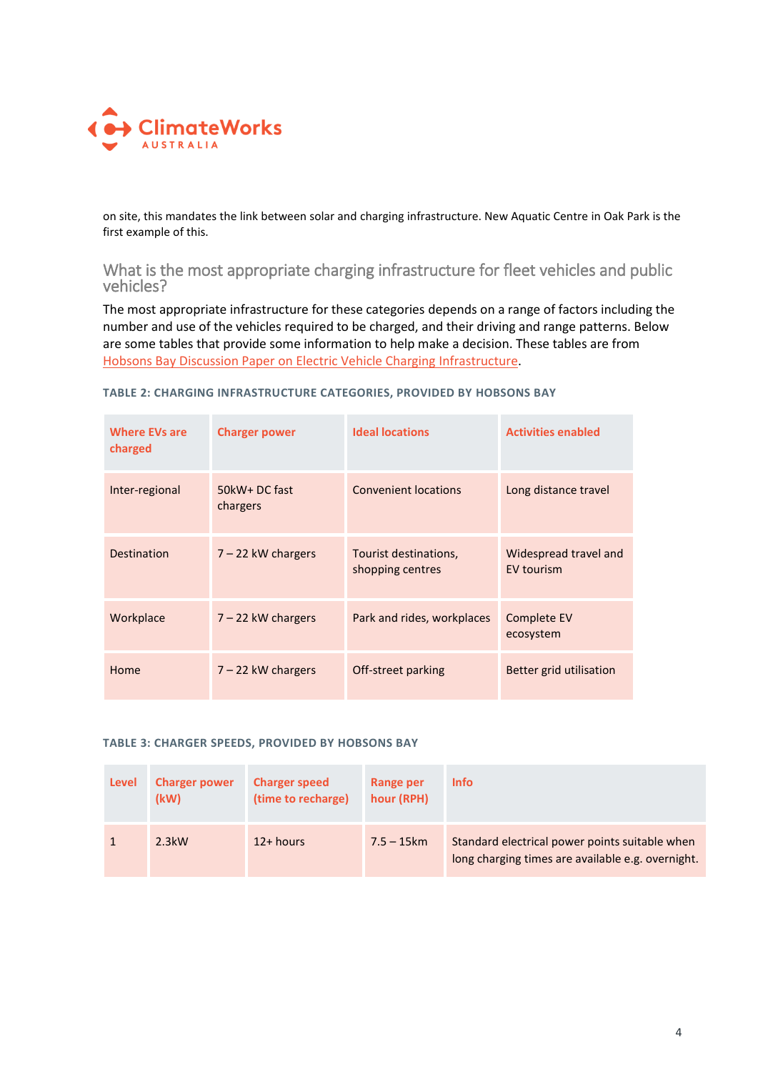on site, this mandates the link between solar and charging infrastructure. New Aquatic Centre in Oak Park is the first example of this.

## What is the most appropriate charging infrastructure for fleet vehicles and public vehicles?

The most appropriate infrastructure for these categories depends on a range of factors including the number and use of the vehicles required to be charged, and their driving and range patterns. Below are some tables that provide some information to help make a decision. These tables are from Hobsons Bay Discussion Paper on Electric Vehicle Charging Infrastructure.

**TABLE 2: CHARGING INFRASTRUCTURE CATEGORIES, PROVIDED BY HOBSONS BAY**

| Where EVs are charged | Charger power | Ideal locations | Activities enabled |
|---|---|---|---|
| Inter-regional | 50kW+ DC fast chargers | Convenient locations | Long distance travel |
| Destination | 7 – 22 kW chargers | Tourist destinations, shopping centres | Widespread travel and EV tourism |
| Workplace | 7 – 22 kW chargers | Park and rides, workplaces | Complete EV ecosystem |
| Home | 7 – 22 kW chargers | Off-street parking | Better grid utilisation |

**TABLE 3: CHARGER SPEEDS, PROVIDED BY HOBSONS BAY**

| Level | Charger power (kW) | Charger speed (time to recharge) | Range per hour (RPH) | Info |
|---|---|---|---|---|
| 1 | 2.3kW | 12+ hours | 7.5 – 15km | Standard electrical power points suitable when long charging times are available e.g. overnight. |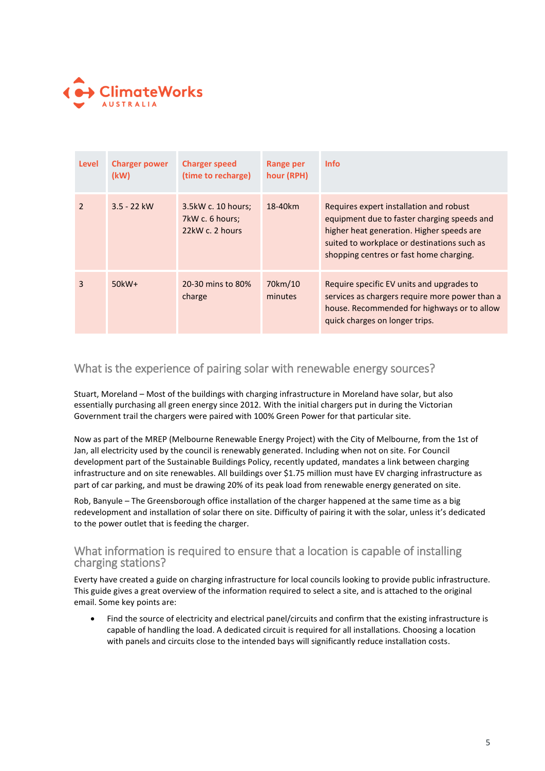| Level | Charger power (kW) | Charger speed (time to recharge) | Range per hour (RPH) | Info |
|---|---|---|---|---|
| 2 | 3.5 - 22 kW | 3.5kW c. 10 hours; 7kW c. 6 hours; 22kW c. 2 hours | 18-40km | Requires expert installation and robust equipment due to faster charging speeds and higher heat generation. Higher speeds are suited to workplace or destinations such as shopping centres or fast home charging. |
| 3 | 50kW+ | 20-30 mins to 80% charge | 70km/10 minutes | Require specific EV units and upgrades to services as chargers require more power than a house. Recommended for highways or to allow quick charges on longer trips. |

## What is the experience of pairing solar with renewable energy sources?

Stuart, Moreland – Most of the buildings with charging infrastructure in Moreland have solar, but also essentially purchasing all green energy since 2012. With the initial chargers put in during the Victorian Government trail the chargers were paired with 100% Green Power for that particular site.

Now as part of the MREP (Melbourne Renewable Energy Project) with the City of Melbourne, from the 1st of Jan, all electricity used by the council is renewably generated. Including when not on site. For Council development part of the Sustainable Buildings Policy, recently updated, mandates a link between charging infrastructure and on site renewables. All buildings over $1.75 million must have EV charging infrastructure as part of car parking, and must be drawing 20% of its peak load from renewable energy generated on site.

Rob, Banyule – The Greensborough office installation of the charger happened at the same time as a big redevelopment and installation of solar there on site. Difficulty of pairing it with the solar, unless it's dedicated to the power outlet that is feeding the charger.

## What information is required to ensure that a location is capable of installing charging stations?

Everty have created a guide on charging infrastructure for local councils looking to provide public infrastructure. This guide gives a great overview of the information required to select a site, and is attached to the original email. Some key points are:

- Find the source of electricity and electrical panel/circuits and confirm that the existing infrastructure is capable of handling the load. A dedicated circuit is required for all installations. Choosing a location with panels and circuits close to the intended bays will significantly reduce installation costs.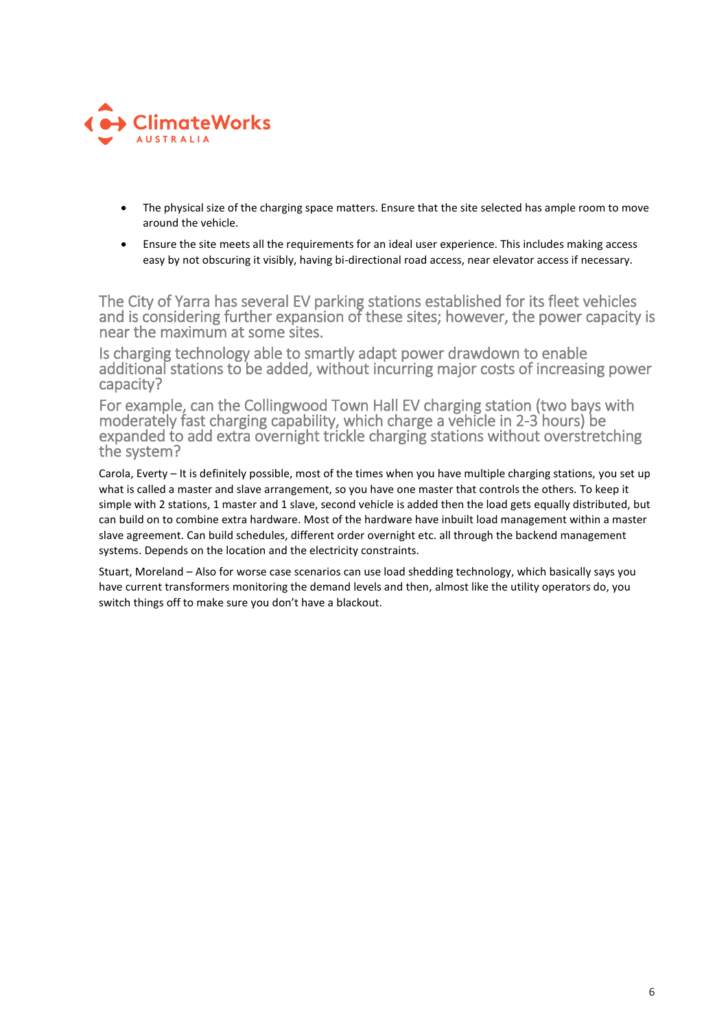- The physical size of the charging space matters. Ensure that the site selected has ample room to move around the vehicle.
- Ensure the site meets all the requirements for an ideal user experience. This includes making access easy by not obscuring it visibly, having bi-directional road access, near elevator access if necessary.

## The City of Yarra has several EV parking stations established for its fleet vehicles and is considering further expansion of these sites; however, the power capacity is near the maximum at some sites.

## Is charging technology able to smartly adapt power drawdown to enable additional stations to be added, without incurring major costs of increasing power capacity?

## For example, can the Collingwood Town Hall EV charging station (two bays with moderately fast charging capability, which charge a vehicle in 2-3 hours) be expanded to add extra overnight trickle charging stations without overstretching the system?

Carola, Everty – It is definitely possible, most of the times when you have multiple charging stations, you set up what is called a master and slave arrangement, so you have one master that controls the others. To keep it simple with 2 stations, 1 master and 1 slave, second vehicle is added then the load gets equally distributed, but can build on to combine extra hardware. Most of the hardware have inbuilt load management within a master slave agreement. Can build schedules, different order overnight etc. all through the backend management systems. Depends on the location and the electricity constraints.

Stuart, Moreland – Also for worse case scenarios can use load shedding technology, which basically says you have current transformers monitoring the demand levels and then, almost like the utility operators do, you switch things off to make sure you don't have a blackout.